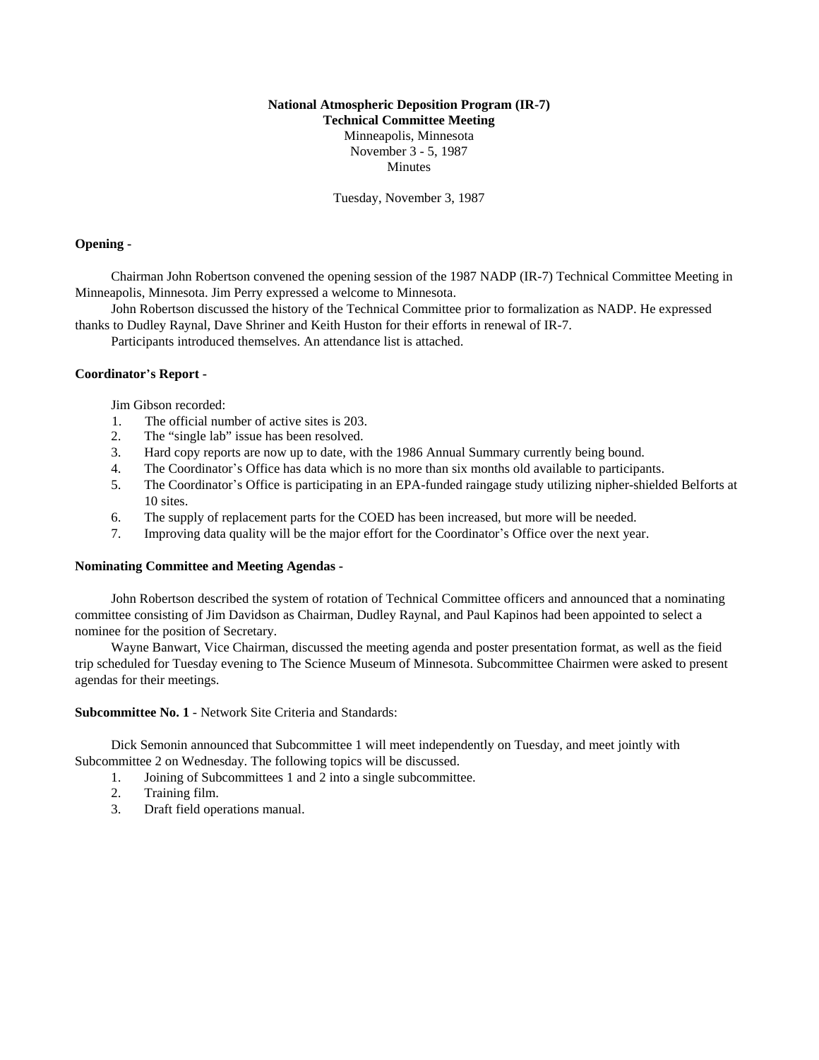**National Atmospheric Deposition Program (IR-7)**
**Technical Committee Meeting**
Minneapolis, Minnesota
November 3 - 5, 1987
Minutes

Tuesday, November 3, 1987

**Opening -**

Chairman John Robertson convened the opening session of the 1987 NADP (IR-7) Technical Committee Meeting in Minneapolis, Minnesota. Jim Perry expressed a welcome to Minnesota.

John Robertson discussed the history of the Technical Committee prior to formalization as NADP. He expressed thanks to Dudley Raynal, Dave Shriner and Keith Huston for their efforts in renewal of IR-7.

Participants introduced themselves. An attendance list is attached.

**Coordinator's Report -**

Jim Gibson recorded:

1. The official number of active sites is 203.
2. The "single lab" issue has been resolved.
3. Hard copy reports are now up to date, with the 1986 Annual Summary currently being bound.
4. The Coordinator's Office has data which is no more than six months old available to participants.
5. The Coordinator's Office is participating in an EPA-funded raingage study utilizing nipher-shielded Belforts at 10 sites.
6. The supply of replacement parts for the COED has been increased, but more will be needed.
7. Improving data quality will be the major effort for the Coordinator's Office over the next year.

**Nominating Committee and Meeting Agendas -**

John Robertson described the system of rotation of Technical Committee officers and announced that a nominating committee consisting of Jim Davidson as Chairman, Dudley Raynal, and Paul Kapinos had been appointed to select a nominee for the position of Secretary.

Wayne Banwart, Vice Chairman, discussed the meeting agenda and poster presentation format, as well as the fieid trip scheduled for Tuesday evening to The Science Museum of Minnesota. Subcommittee Chairmen were asked to present agendas for their meetings.

**Subcommittee No. 1** - Network Site Criteria and Standards:

Dick Semonin announced that Subcommittee 1 will meet independently on Tuesday, and meet jointly with Subcommittee 2 on Wednesday. The following topics will be discussed.

1. Joining of Subcommittees 1 and 2 into a single subcommittee.
2. Training film.
3. Draft field operations manual.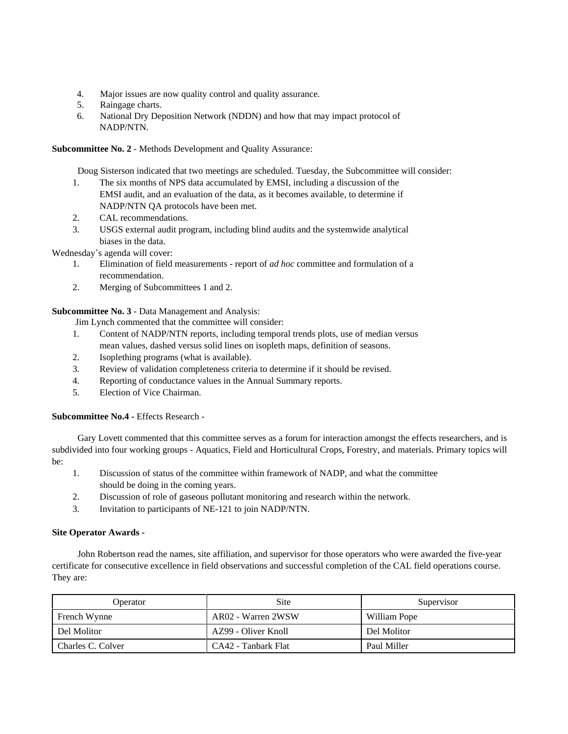4. Major issues are now quality control and quality assurance.
5. Raingage charts.
6. National Dry Deposition Network (NDDN) and how that may impact protocol of NADP/NTN.

**Subcommittee No. 2** - Methods Development and Quality Assurance:

Doug Sisterson indicated that two meetings are scheduled. Tuesday, the Subcommittee will consider:

1. The six months of NPS data accumulated by EMSI, including a discussion of the EMSI audit, and an evaluation of the data, as it becomes available, to determine if NADP/NTN QA protocols have been met.
2. CAL recommendations.
3. USGS external audit program, including blind audits and the systemwide analytical biases in the data.

Wednesday's agenda will cover:

1. Elimination of field measurements - report of *ad hoc* committee and formulation of a recommendation.
2. Merging of Subcommittees 1 and 2.

**Subcommittee No. 3** - Data Management and Analysis:

Jim Lynch commented that the committee will consider:

1. Content of NADP/NTN reports, including temporal trends plots, use of median versus mean values, dashed versus solid lines on isopleth maps, definition of seasons.
2. Isoplething programs (what is available).
3. Review of validation completeness criteria to determine if it should be revised.
4. Reporting of conductance values in the Annual Summary reports.
5. Election of Vice Chairman.

**Subcommittee No.4 -** Effects Research -

Gary Lovett commented that this committee serves as a forum for interaction amongst the effects researchers, and is subdivided into four working groups - Aquatics, Field and Horticultural Crops, Forestry, and materials. Primary topics will be:

1. Discussion of status of the committee within framework of NADP, and what the committee should be doing in the coming years.
2. Discussion of role of gaseous pollutant monitoring and research within the network.
3. Invitation to participants of NE-121 to join NADP/NTN.

**Site Operator Awards -**

John Robertson read the names, site affiliation, and supervisor for those operators who were awarded the five-year certificate for consecutive excellence in field observations and successful completion of the CAL field operations course. They are:

| Operator | Site | Supervisor |
|---|---|---|
| French Wynne | AR02 - Warren 2WSW | William Pope |
| Del Molitor | AZ99 - Oliver Knoll | Del Molitor |
| Charles C. Colver | CA42 - Tanbark Flat | Paul Miller |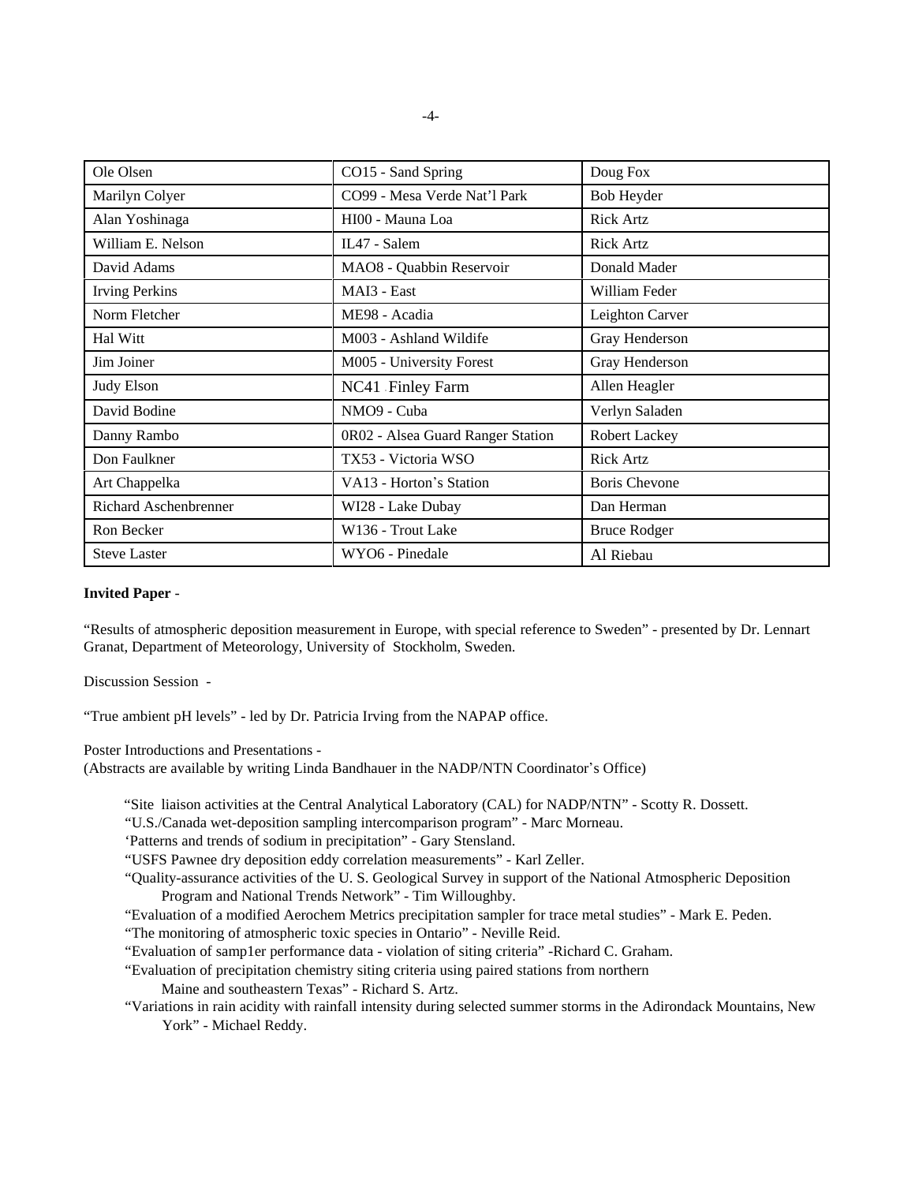| Ole Olsen | CO15 - Sand Spring | Doug Fox |
|---|---|---|
| Marilyn Colyer | CO99 - Mesa Verde Nat'l Park | Bob Heyder |
| Alan Yoshinaga | HI00 - Mauna Loa | Rick Artz |
| William E. Nelson | IL47 - Salem | Rick Artz |
| David Adams | MAO8 - Quabbin Reservoir | Donald Mader |
| Irving Perkins | MAI3 - East | William Feder |
| Norm Fletcher | ME98 - Acadia | Leighton Carver |
| Hal Witt | M003 - Ashland Wildife | Gray Henderson |
| Jim Joiner | M005 - University Forest | Gray Henderson |
| Judy Elson | NC41 Finley Farm | Allen Heagler |
| David Bodine | NMO9 - Cuba | Verlyn Saladen |
| Danny Rambo | 0R02 - Alsea Guard Ranger Station | Robert Lackey |
| Don Faulkner | TX53 - Victoria WSO | Rick Artz |
| Art Chappelka | VA13 - Horton's Station | Boris Chevone |
| Richard Aschenbrenner | WI28 - Lake Dubay | Dan Herman |
| Ron Becker | W136 - Trout Lake | Bruce Rodger |
| Steve Laster | WYO6 - Pinedale | Al Riebau |

**Invited Paper** -

"Results of atmospheric deposition measurement in Europe, with special reference to Sweden" - presented by Dr. Lennart Granat, Department of Meteorology, University of Stockholm, Sweden.

Discussion Session -

"True ambient pH levels" - led by Dr. Patricia Irving from the NAPAP office.

Poster Introductions and Presentations -
(Abstracts are available by writing Linda Bandhauer in the NADP/NTN Coordinator's Office)

"Site liaison activities at the Central Analytical Laboratory (CAL) for NADP/NTN" - Scotty R. Dossett.
"U.S./Canada wet-deposition sampling intercomparison program" - Marc Morneau.
'Patterns and trends of sodium in precipitation" - Gary Stensland.
"USFS Pawnee dry deposition eddy correlation measurements" - Karl Zeller.
"Quality-assurance activities of the U. S. Geological Survey in support of the National Atmospheric Deposition Program and National Trends Network" - Tim Willoughby.
"Evaluation of a modified Aerochem Metrics precipitation sampler for trace metal studies" - Mark E. Peden.
"The monitoring of atmospheric toxic species in Ontario" - Neville Reid.
"Evaluation of samp1er performance data - violation of siting criteria" -Richard C. Graham.
"Evaluation of precipitation chemistry siting criteria using paired stations from northern Maine and southeastern Texas" - Richard S. Artz.
"Variations in rain acidity with rainfall intensity during selected summer storms in the Adirondack Mountains, New York" - Michael Reddy.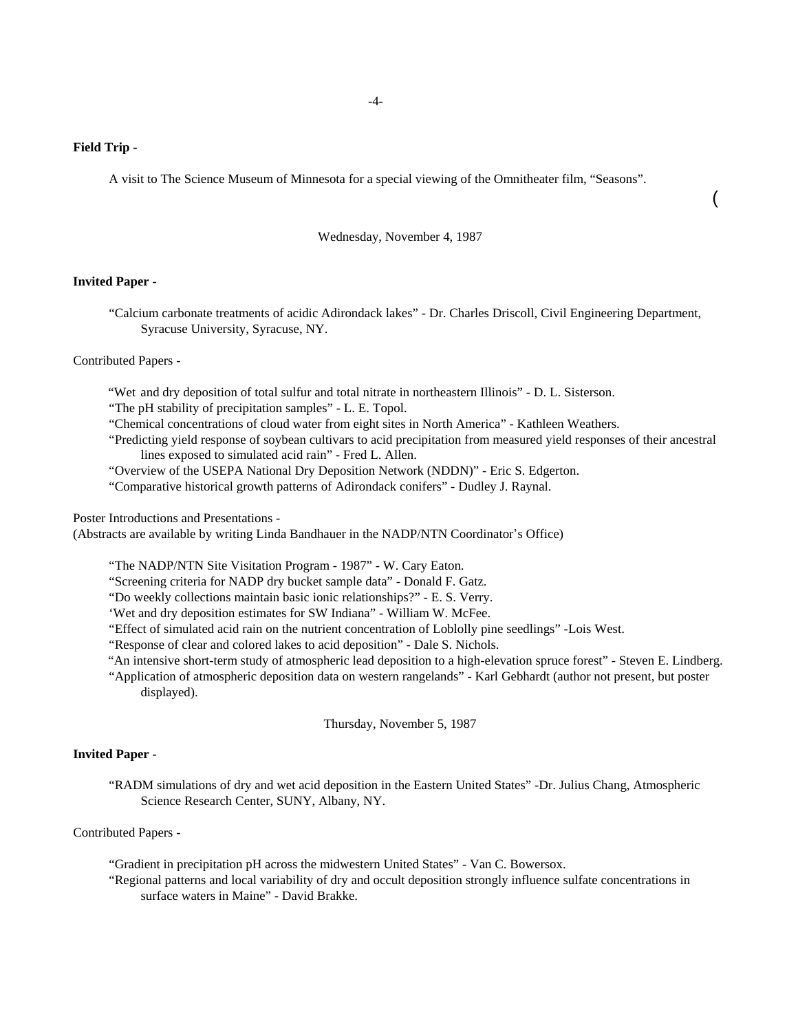**Field Trip -**

A visit to The Science Museum of Minnesota for a special viewing of the Omnitheater film, "Seasons".

Wednesday, November 4, 1987

**Invited Paper -**

"Calcium carbonate treatments of acidic Adirondack lakes" - Dr. Charles Driscoll, Civil Engineering Department, Syracuse University, Syracuse, NY.

Contributed Papers -

"Wet and dry deposition of total sulfur and total nitrate in northeastern Illinois" - D. L. Sisterson.
"The pH stability of precipitation samples" - L. E. Topol.
"Chemical concentrations of cloud water from eight sites in North America" - Kathleen Weathers.
"Predicting yield response of soybean cultivars to acid precipitation from measured yield responses of their ancestral lines exposed to simulated acid rain" - Fred L. Allen.
"Overview of the USEPA National Dry Deposition Network (NDDN)" - Eric S. Edgerton.
"Comparative historical growth patterns of Adirondack conifers" - Dudley J. Raynal.

Poster Introductions and Presentations -
(Abstracts are available by writing Linda Bandhauer in the NADP/NTN Coordinator's Office)

"The NADP/NTN Site Visitation Program - 1987" - W. Cary Eaton.
"Screening criteria for NADP dry bucket sample data" - Donald F. Gatz.
"Do weekly collections maintain basic ionic relationships?" - E. S. Verry.
'Wet and dry deposition estimates for SW Indiana" - William W. McFee.
"Effect of simulated acid rain on the nutrient concentration of Loblolly pine seedlings" -Lois West.
"Response of clear and colored lakes to acid deposition" - Dale S. Nichols.
"An intensive short-term study of atmospheric lead deposition to a high-elevation spruce forest" - Steven E. Lindberg.
"Application of atmospheric deposition data on western rangelands" - Karl Gebhardt (author not present, but poster displayed).

Thursday, November 5, 1987

**Invited Paper -**

"RADM simulations of dry and wet acid deposition in the Eastern United States" -Dr. Julius Chang, Atmospheric Science Research Center, SUNY, Albany, NY.

Contributed Papers -

"Gradient in precipitation pH across the midwestern United States" - Van C. Bowersox.
"Regional patterns and local variability of dry and occult deposition strongly influence sulfate concentrations in surface waters in Maine" - David Brakke.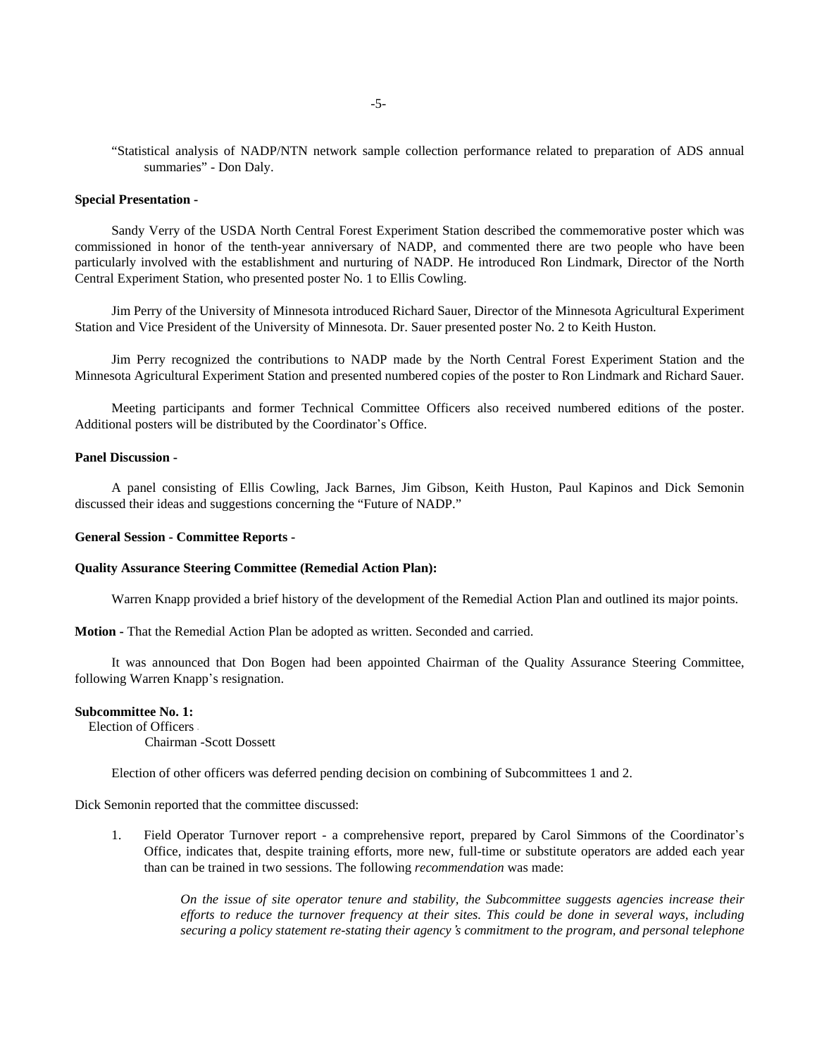"Statistical analysis of NADP/NTN network sample collection performance related to preparation of ADS annual summaries" - Don Daly.

**Special Presentation -**

Sandy Verry of the USDA North Central Forest Experiment Station described the commemorative poster which was commissioned in honor of the tenth-year anniversary of NADP, and commented there are two people who have been particularly involved with the establishment and nurturing of NADP. He introduced Ron Lindmark, Director of the North Central Experiment Station, who presented poster No. 1 to Ellis Cowling.

Jim Perry of the University of Minnesota introduced Richard Sauer, Director of the Minnesota Agricultural Experiment Station and Vice President of the University of Minnesota. Dr. Sauer presented poster No. 2 to Keith Huston.

Jim Perry recognized the contributions to NADP made by the North Central Forest Experiment Station and the Minnesota Agricultural Experiment Station and presented numbered copies of the poster to Ron Lindmark and Richard Sauer.

Meeting participants and former Technical Committee Officers also received numbered editions of the poster. Additional posters will be distributed by the Coordinator's Office.

**Panel Discussion -**

A panel consisting of Ellis Cowling, Jack Barnes, Jim Gibson, Keith Huston, Paul Kapinos and Dick Semonin discussed their ideas and suggestions concerning the "Future of NADP."

**General Session - Committee Reports -**

**Quality Assurance Steering Committee (Remedial Action Plan):**

Warren Knapp provided a brief history of the development of the Remedial Action Plan and outlined its major points.

**Motion -** That the Remedial Action Plan be adopted as written. Seconded and carried.

It was announced that Don Bogen had been appointed Chairman of the Quality Assurance Steering Committee, following Warren Knapp's resignation.

**Subcommittee No. 1:**

Election of Officers -

Chairman -Scott Dossett

Election of other officers was deferred pending decision on combining of Subcommittees 1 and 2.

Dick Semonin reported that the committee discussed:

1. Field Operator Turnover report - a comprehensive report, prepared by Carol Simmons of the Coordinator's Office, indicates that, despite training efforts, more new, full-time or substitute operators are added each year than can be trained in two sessions. The following *recommendation* was made:

   *On the issue of site operator tenure and stability, the Subcommittee suggests agencies increase their efforts to reduce the turnover frequency at their sites. This could be done in several ways, including securing a policy statement re-stating their agency's commitment to the program, and personal telephone*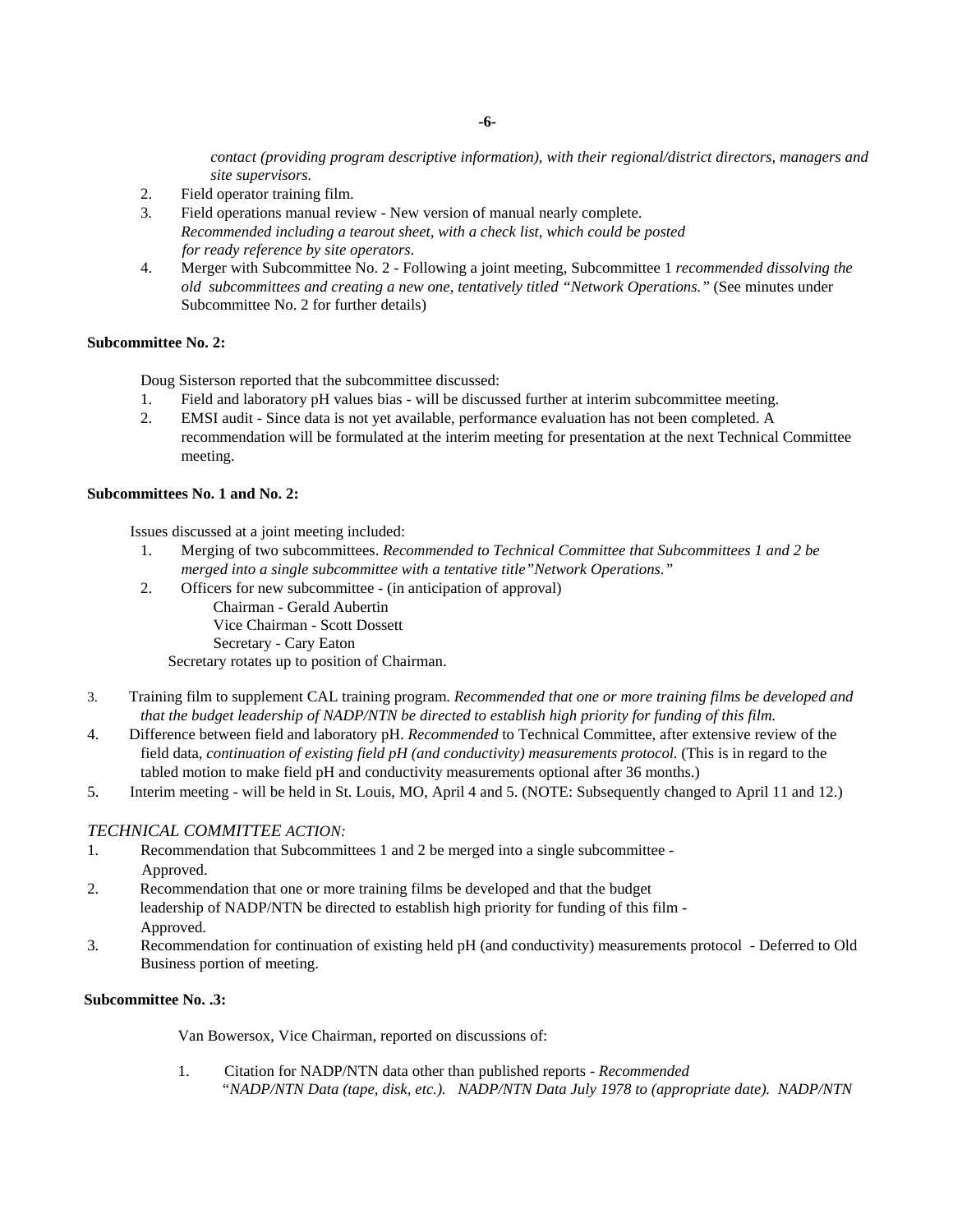*contact (providing program descriptive information), with their regional/district directors, managers and site supervisors.*

2. Field operator training film.
3. Field operations manual review - New version of manual nearly complete. *Recommended including a tearout sheet, with a check list, which could be posted for ready reference by site operators.*
4. Merger with Subcommittee No. 2 - Following a joint meeting, Subcommittee 1 *recommended dissolving the old subcommittees and creating a new one, tentatively titled "Network Operations."* (See minutes under Subcommittee No. 2 for further details)

**Subcommittee No. 2:**

Doug Sisterson reported that the subcommittee discussed:

1. Field and laboratory pH values bias - will be discussed further at interim subcommittee meeting.
2. EMSI audit - Since data is not yet available, performance evaluation has not been completed. A recommendation will be formulated at the interim meeting for presentation at the next Technical Committee meeting.

**Subcommittees No. 1 and No. 2:**

Issues discussed at a joint meeting included:

1. Merging of two subcommittees. *Recommended to Technical Committee that Subcommittees 1 and 2 be merged into a single subcommittee with a tentative title"Network Operations."*
2. Officers for new subcommittee - (in anticipation of approval)
   Chairman - Gerald Aubertin
   Vice Chairman - Scott Dossett
   Secretary - Cary Eaton
   Secretary rotates up to position of Chairman.
3. Training film to supplement CAL training program. *Recommended that one or more training films be developed and that the budget leadership of NADP/NTN be directed to establish high priority for funding of this film.*
4. Difference between field and laboratory pH. *Recommended* to Technical Committee, after extensive review of the field data, *continuation of existing field pH (and conductivity) measurements protocol.* (This is in regard to the tabled motion to make field pH and conductivity measurements optional after 36 months.)
5. Interim meeting - will be held in St. Louis, MO, April 4 and 5. (NOTE: Subsequently changed to April 11 and 12.)

*TECHNICAL COMMITTEE ACTION:*

1. Recommendation that Subcommittees 1 and 2 be merged into a single subcommittee - Approved.
2. Recommendation that one or more training films be developed and that the budget leadership of NADP/NTN be directed to establish high priority for funding of this film - Approved.
3. Recommendation for continuation of existing held pH (and conductivity) measurements protocol - Deferred to Old Business portion of meeting.

**Subcommittee No. .3:**

Van Bowersox, Vice Chairman, reported on discussions of:

1. Citation for NADP/NTN data other than published reports - *Recommended "NADP/NTN Data (tape, disk, etc.). NADP/NTN Data July 1978 to (appropriate date). NADP/NTN*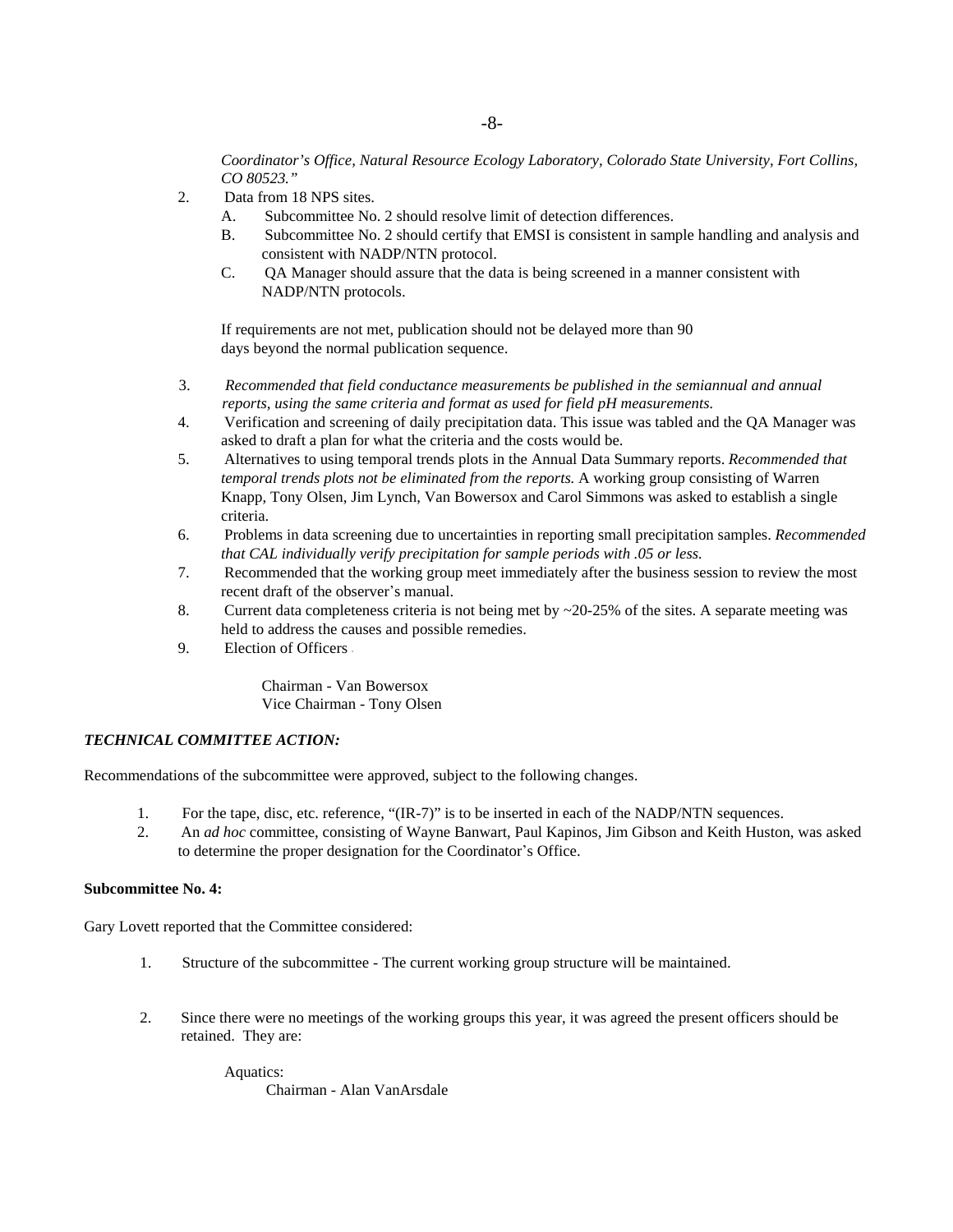*Coordinator's Office, Natural Resource Ecology Laboratory, Colorado State University, Fort Collins, CO 80523."*

2. Data from 18 NPS sites.
   A. Subcommittee No. 2 should resolve limit of detection differences.
   B. Subcommittee No. 2 should certify that EMSI is consistent in sample handling and analysis and consistent with NADP/NTN protocol.
   C. QA Manager should assure that the data is being screened in a manner consistent with NADP/NTN protocols.

   If requirements are not met, publication should not be delayed more than 90 days beyond the normal publication sequence.

3. *Recommended that field conductance measurements be published in the semiannual and annual reports, using the same criteria and format as used for field pH measurements.*
4. Verification and screening of daily precipitation data. This issue was tabled and the QA Manager was asked to draft a plan for what the criteria and the costs would be.
5. Alternatives to using temporal trends plots in the Annual Data Summary reports. *Recommended that temporal trends plots not be eliminated from the reports.* A working group consisting of Warren Knapp, Tony Olsen, Jim Lynch, Van Bowersox and Carol Simmons was asked to establish a single criteria.
6. Problems in data screening due to uncertainties in reporting small precipitation samples. *Recommended that CAL individually verify precipitation for sample periods with .05 or less.*
7. Recommended that the working group meet immediately after the business session to review the most recent draft of the observer's manual.
8. Current data completeness criteria is not being met by ~20-25% of the sites. A separate meeting was held to address the causes and possible remedies.
9. Election of Officers

   Chairman - Van Bowersox
   Vice Chairman - Tony Olsen

***TECHNICAL COMMITTEE ACTION:***

Recommendations of the subcommittee were approved, subject to the following changes.

1. For the tape, disc, etc. reference, "(IR-7)" is to be inserted in each of the NADP/NTN sequences.
2. An *ad hoc* committee, consisting of Wayne Banwart, Paul Kapinos, Jim Gibson and Keith Huston, was asked to determine the proper designation for the Coordinator's Office.

**Subcommittee No. 4:**

Gary Lovett reported that the Committee considered:

1. Structure of the subcommittee - The current working group structure will be maintained.

2. Since there were no meetings of the working groups this year, it was agreed the present officers should be retained. They are:

   Aquatics:
   Chairman - Alan VanArsdale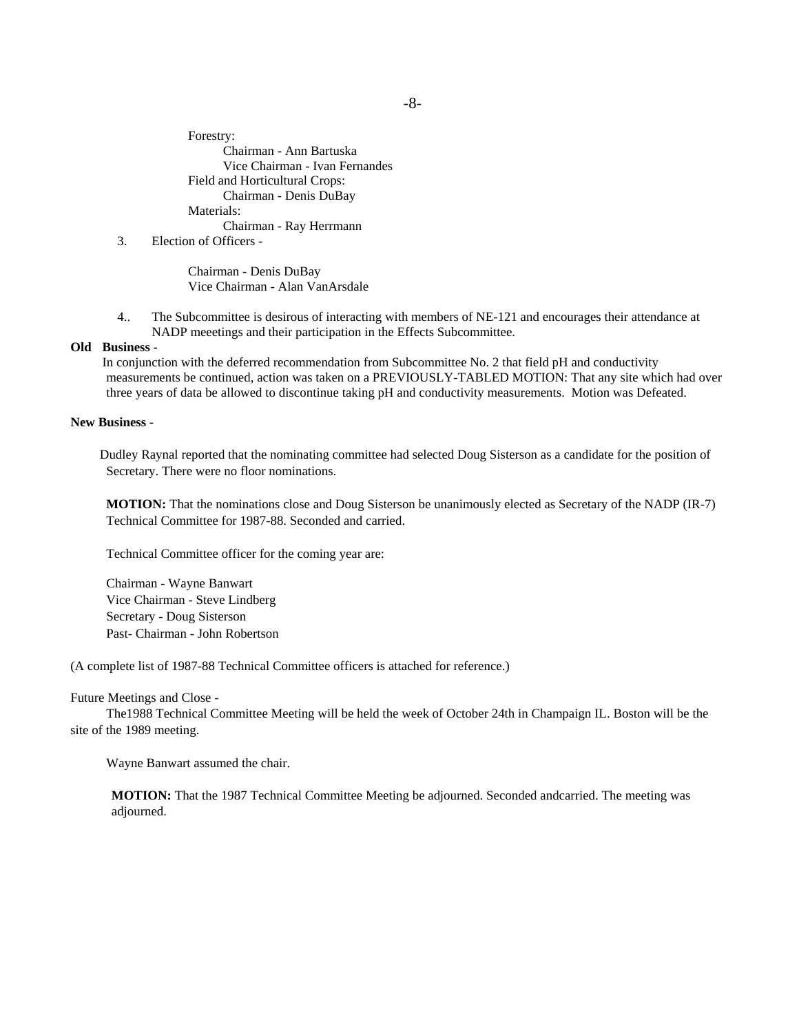Forestry:

Chairman - Ann Bartuska

Vice Chairman - Ivan Fernandes

Field and Horticultural Crops:

Chairman - Denis DuBay

Materials:

Chairman - Ray Herrmann

3. Election of Officers -

Chairman - Denis DuBay

Vice Chairman - Alan VanArsdale

4.. The Subcommittee is desirous of interacting with members of NE-121 and encourages their attendance at NADP meeetings and their participation in the Effects Subcommittee.

**Old Business -**

In conjunction with the deferred recommendation from Subcommittee No. 2 that field pH and conductivity measurements be continued, action was taken on a PREVIOUSLY-TABLED MOTION: That any site which had over three years of data be allowed to discontinue taking pH and conductivity measurements. Motion was Defeated.

**New Business -**

Dudley Raynal reported that the nominating committee had selected Doug Sisterson as a candidate for the position of Secretary. There were no floor nominations.

**MOTION:** That the nominations close and Doug Sisterson be unanimously elected as Secretary of the NADP (IR-7) Technical Committee for 1987-88. Seconded and carried.

Technical Committee officer for the coming year are:

Chairman - Wayne Banwart

Vice Chairman - Steve Lindberg

Secretary - Doug Sisterson

Past- Chairman - John Robertson

(A complete list of 1987-88 Technical Committee officers is attached for reference.)

Future Meetings and Close -

The1988 Technical Committee Meeting will be held the week of October 24th in Champaign IL. Boston will be the site of the 1989 meeting.

Wayne Banwart assumed the chair.

**MOTION:** That the 1987 Technical Committee Meeting be adjourned. Seconded andcarried. The meeting was adjourned.